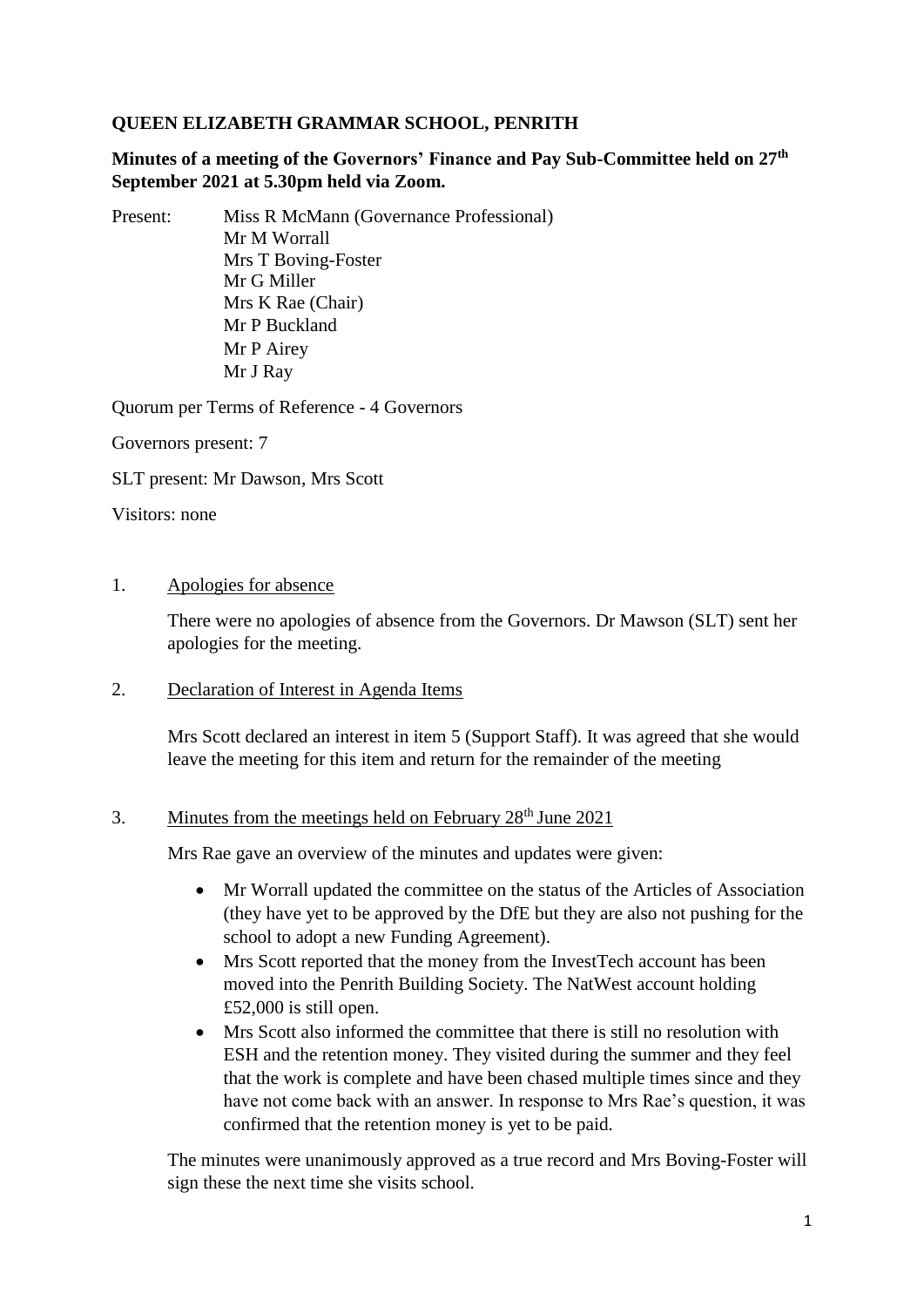**QUEEN ELIZABETH GRAMMAR SCHOOL, PENRITH**

**Minutes of a meeting of the Governors' Finance and Pay Sub-Committee held on 27th September 2021 at 5.30pm held via Zoom.**

Present: Miss R McMann (Governance Professional)
Mr M Worrall
Mrs T Boving-Foster
Mr G Miller
Mrs K Rae (Chair)
Mr P Buckland
Mr P Airey
Mr J Ray

Quorum per Terms of Reference - 4 Governors

Governors present: 7

SLT present: Mr Dawson, Mrs Scott

Visitors: none

1. Apologies for absence

   There were no apologies of absence from the Governors. Dr Mawson (SLT) sent her apologies for the meeting.

2. Declaration of Interest in Agenda Items

   Mrs Scott declared an interest in item 5 (Support Staff). It was agreed that she would leave the meeting for this item and return for the remainder of the meeting

3. Minutes from the meetings held on February 28th June 2021

   Mrs Rae gave an overview of the minutes and updates were given:

   - Mr Worrall updated the committee on the status of the Articles of Association (they have yet to be approved by the DfE but they are also not pushing for the school to adopt a new Funding Agreement).
   - Mrs Scott reported that the money from the InvestTech account has been moved into the Penrith Building Society. The NatWest account holding £52,000 is still open.
   - Mrs Scott also informed the committee that there is still no resolution with ESH and the retention money. They visited during the summer and they feel that the work is complete and have been chased multiple times since and they have not come back with an answer. In response to Mrs Rae's question, it was confirmed that the retention money is yet to be paid.

   The minutes were unanimously approved as a true record and Mrs Boving-Foster will sign these the next time she visits school.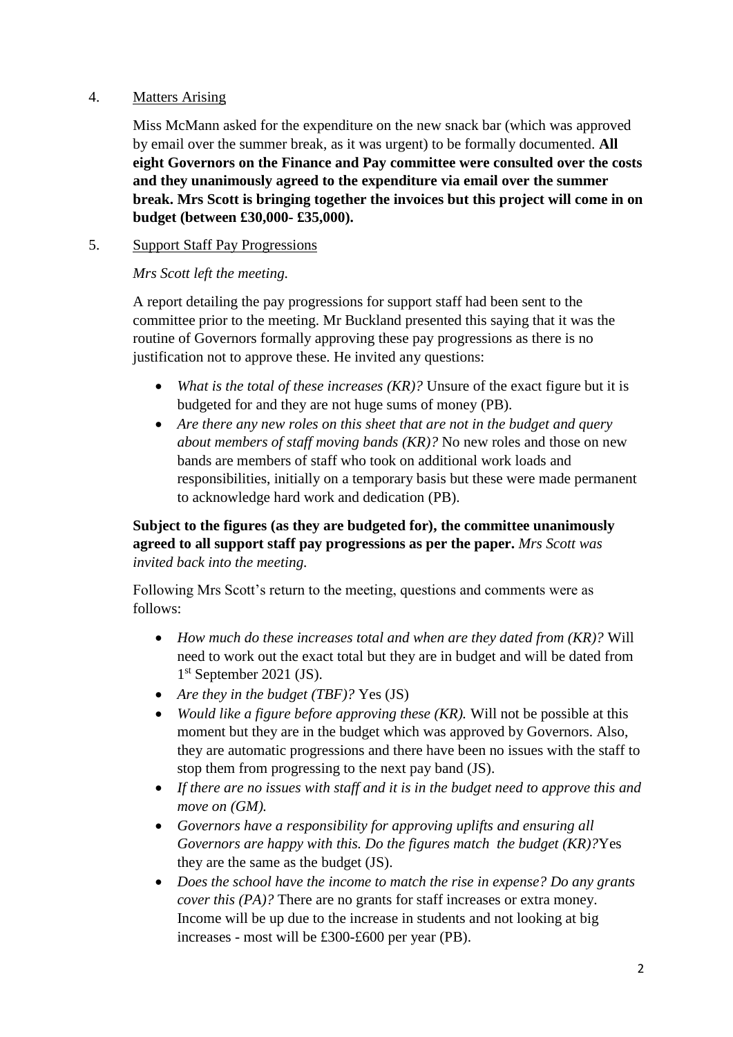4. Matters Arising

Miss McMann asked for the expenditure on the new snack bar (which was approved by email over the summer break, as it was urgent) to be formally documented. **All eight Governors on the Finance and Pay committee were consulted over the costs and they unanimously agreed to the expenditure via email over the summer break. Mrs Scott is bringing together the invoices but this project will come in on budget (between £30,000- £35,000).**

5. Support Staff Pay Progressions

*Mrs Scott left the meeting.*

A report detailing the pay progressions for support staff had been sent to the committee prior to the meeting. Mr Buckland presented this saying that it was the routine of Governors formally approving these pay progressions as there is no justification not to approve these. He invited any questions:

- *What is the total of these increases (KR)?* Unsure of the exact figure but it is budgeted for and they are not huge sums of money (PB).
- *Are there any new roles on this sheet that are not in the budget and query about members of staff moving bands (KR)?* No new roles and those on new bands are members of staff who took on additional work loads and responsibilities, initially on a temporary basis but these were made permanent to acknowledge hard work and dedication (PB).

**Subject to the figures (as they are budgeted for), the committee unanimously agreed to all support staff pay progressions as per the paper.** *Mrs Scott was invited back into the meeting.*

Following Mrs Scott's return to the meeting, questions and comments were as follows:

- *How much do these increases total and when are they dated from (KR)?* Will need to work out the exact total but they are in budget and will be dated from 1st September 2021 (JS).
- *Are they in the budget (TBF)?* Yes (JS)
- *Would like a figure before approving these (KR).* Will not be possible at this moment but they are in the budget which was approved by Governors. Also, they are automatic progressions and there have been no issues with the staff to stop them from progressing to the next pay band (JS).
- *If there are no issues with staff and it is in the budget need to approve this and move on (GM).*
- *Governors have a responsibility for approving uplifts and ensuring all Governors are happy with this. Do the figures match the budget (KR)?* Yes they are the same as the budget (JS).
- *Does the school have the income to match the rise in expense? Do any grants cover this (PA)?* There are no grants for staff increases or extra money. Income will be up due to the increase in students and not looking at big increases - most will be £300-£600 per year (PB).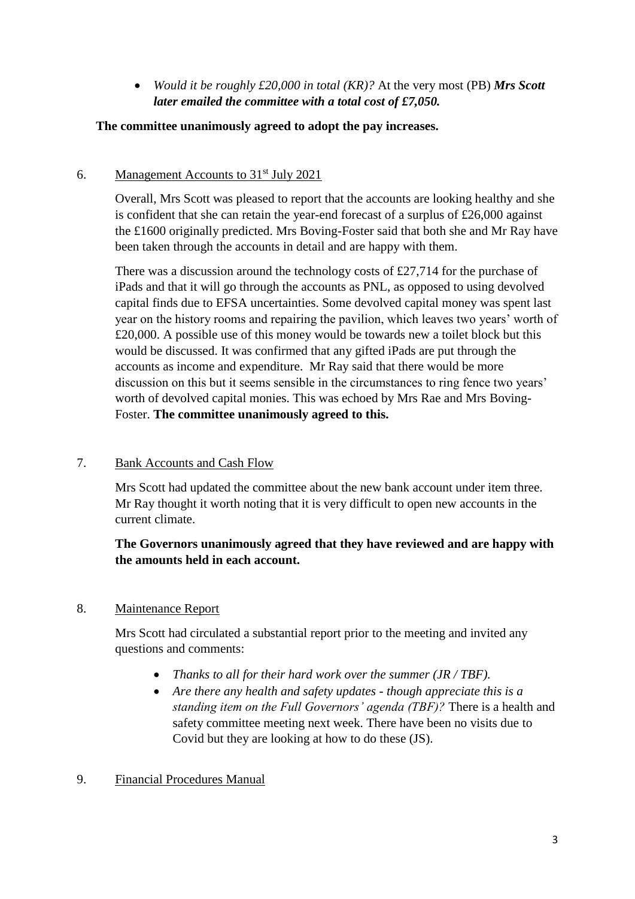- *Would it be roughly £20,000 in total (KR)?* At the very most (PB) ***Mrs Scott later emailed the committee with a total cost of £7,050.***

**The committee unanimously agreed to adopt the pay increases.**

6. Management Accounts to 31st July 2021

Overall, Mrs Scott was pleased to report that the accounts are looking healthy and she is confident that she can retain the year-end forecast of a surplus of £26,000 against the £1600 originally predicted. Mrs Boving-Foster said that both she and Mr Ray have been taken through the accounts in detail and are happy with them.

There was a discussion around the technology costs of £27,714 for the purchase of iPads and that it will go through the accounts as PNL, as opposed to using devolved capital finds due to EFSA uncertainties. Some devolved capital money was spent last year on the history rooms and repairing the pavilion, which leaves two years' worth of £20,000. A possible use of this money would be towards new a toilet block but this would be discussed. It was confirmed that any gifted iPads are put through the accounts as income and expenditure. Mr Ray said that there would be more discussion on this but it seems sensible in the circumstances to ring fence two years' worth of devolved capital monies. This was echoed by Mrs Rae and Mrs Boving-Foster. **The committee unanimously agreed to this.**

7. Bank Accounts and Cash Flow

Mrs Scott had updated the committee about the new bank account under item three. Mr Ray thought it worth noting that it is very difficult to open new accounts in the current climate.

**The Governors unanimously agreed that they have reviewed and are happy with the amounts held in each account.**

8. Maintenance Report

Mrs Scott had circulated a substantial report prior to the meeting and invited any questions and comments:

- *Thanks to all for their hard work over the summer (JR / TBF).*
- *Are there any health and safety updates - though appreciate this is a standing item on the Full Governors' agenda (TBF)?* There is a health and safety committee meeting next week. There have been no visits due to Covid but they are looking at how to do these (JS).

9. Financial Procedures Manual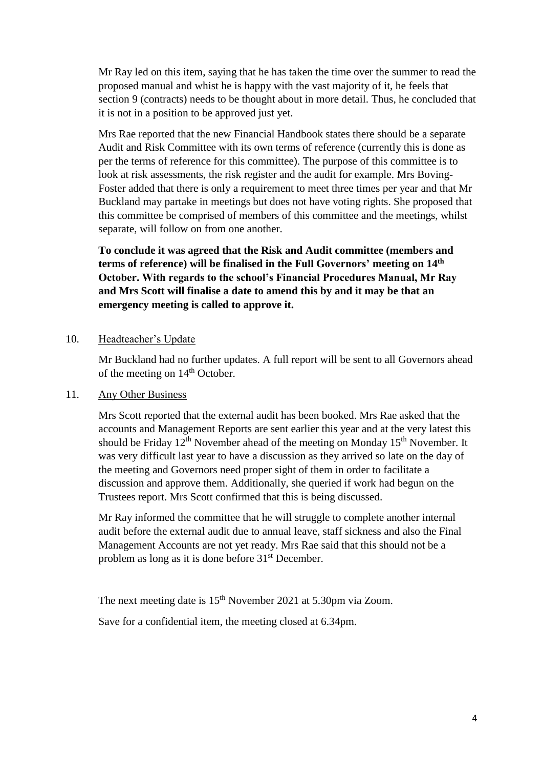Mr Ray led on this item, saying that he has taken the time over the summer to read the proposed manual and whist he is happy with the vast majority of it, he feels that section 9 (contracts) needs to be thought about in more detail. Thus, he concluded that it is not in a position to be approved just yet.

Mrs Rae reported that the new Financial Handbook states there should be a separate Audit and Risk Committee with its own terms of reference (currently this is done as per the terms of reference for this committee). The purpose of this committee is to look at risk assessments, the risk register and the audit for example. Mrs Boving-Foster added that there is only a requirement to meet three times per year and that Mr Buckland may partake in meetings but does not have voting rights. She proposed that this committee be comprised of members of this committee and the meetings, whilst separate, will follow on from one another.

**To conclude it was agreed that the Risk and Audit committee (members and terms of reference) will be finalised in the Full Governors' meeting on 14th October. With regards to the school's Financial Procedures Manual, Mr Ray and Mrs Scott will finalise a date to amend this by and it may be that an emergency meeting is called to approve it.**

10. Headteacher's Update

Mr Buckland had no further updates. A full report will be sent to all Governors ahead of the meeting on 14th October.

11. Any Other Business

Mrs Scott reported that the external audit has been booked. Mrs Rae asked that the accounts and Management Reports are sent earlier this year and at the very latest this should be Friday 12th November ahead of the meeting on Monday 15th November. It was very difficult last year to have a discussion as they arrived so late on the day of the meeting and Governors need proper sight of them in order to facilitate a discussion and approve them. Additionally, she queried if work had begun on the Trustees report. Mrs Scott confirmed that this is being discussed.

Mr Ray informed the committee that he will struggle to complete another internal audit before the external audit due to annual leave, staff sickness and also the Final Management Accounts are not yet ready. Mrs Rae said that this should not be a problem as long as it is done before 31st December.

The next meeting date is 15th November 2021 at 5.30pm via Zoom.

Save for a confidential item, the meeting closed at 6.34pm.